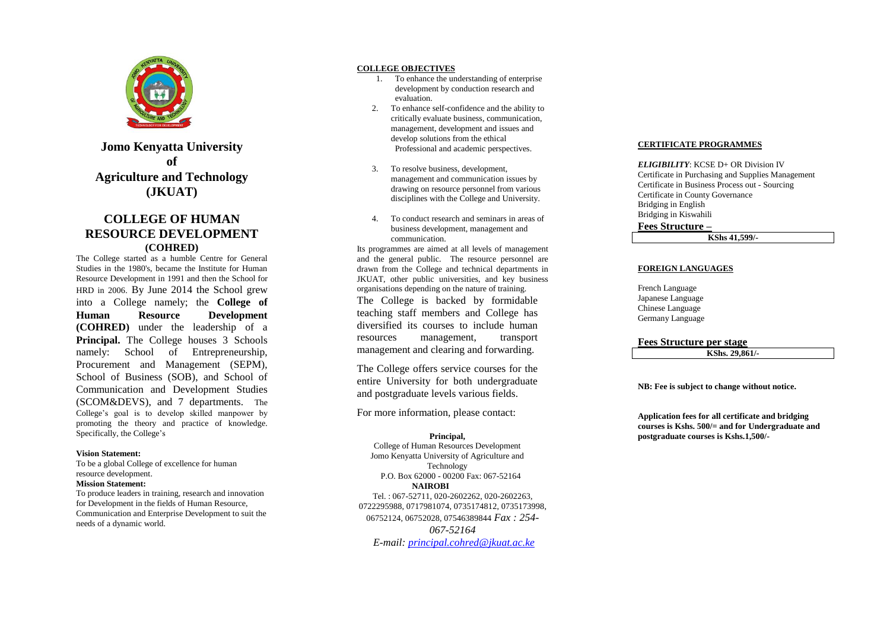# Jomo Kenyatta University of Agriculture and Technology (JKUAT)

## COLLEGE OF HUMAN RESOURCE DEVELOPMENT (COHRED)

The College started as a humble Centre for General Studies in the 1980's, became the Institute for Human Resource Development in 1991 and then the School for HRD in 2006. By June 2014 the School grew into a College namely; the **College of Human Resource Development (COHRED)** under the leadership of a **Principal.** The College houses 3 Schools namely: School of Entrepreneurship, Procurement and Management (SEPM), School of Business (SOB), and School of Communication and Development Studies (SCOM&DEVS), and 7 departments. The College's goal is to develop skilled manpower by promoting the theory and practice of knowledge. Specifically, the College's

**Vision Statement:**

To be a global College of excellence for human resource development.

**Mission Statement:**

To produce leaders in training, research and innovation for Development in the fields of Human Resource, Communication and Enterprise Development to suit the needs of a dynamic world.

**COLLEGE OBJECTIVES**

1. To enhance the understanding of enterprise development by conduction research and evaluation.
2. To enhance self-confidence and the ability to critically evaluate business, communication, management, development and issues and develop solutions from the ethical Professional and academic perspectives.
3. To resolve business, development, management and communication issues by drawing on resource personnel from various disciplines with the College and University.
4. To conduct research and seminars in areas of business development, management and communication.

Its programmes are aimed at all levels of management and the general public. The resource personnel are drawn from the College and technical departments in JKUAT, other public universities, and key business organisations depending on the nature of training.

The College is backed by formidable teaching staff members and College has diversified its courses to include human resources management, transport management and clearing and forwarding.

The College offers service courses for the entire University for both undergraduate and postgraduate levels various fields.

For more information, please contact:

**Principal,**
College of Human Resources Development
Jomo Kenyatta University of Agriculture and Technology
P.O. Box 62000 - 00200 Fax: 067-52164
**NAIROBI**
Tel. : 067-52711, 020-2602262, 020-2602263, 0722295988, 0717981074, 0735174812, 0735173998, 06752124, 06752028, 07546389844 *Fax : 254-067-52164*
*E-mail: principal.cohred@jkuat.ac.ke*

**CERTIFICATE PROGRAMMES**

***ELIGIBILITY***: KCSE D+ OR Division IV

Certificate in Purchasing and Supplies Management
Certificate in Business Process out - Sourcing
Certificate in County Governance
Bridging in English
Bridging in Kiswahili

**Fees Structure –**

| KShs 41,599/- |
|---|

**FOREIGN LANGUAGES**

French Language
Japanese Language
Chinese Language
Germany Language

**Fees Structure per stage**

| KShs. 29,861/- |
|---|

**NB: Fee is subject to change without notice.**

**Application fees for all certificate and bridging courses is Kshs. 500/= and for Undergraduate and postgraduate courses is Kshs.1,500/-**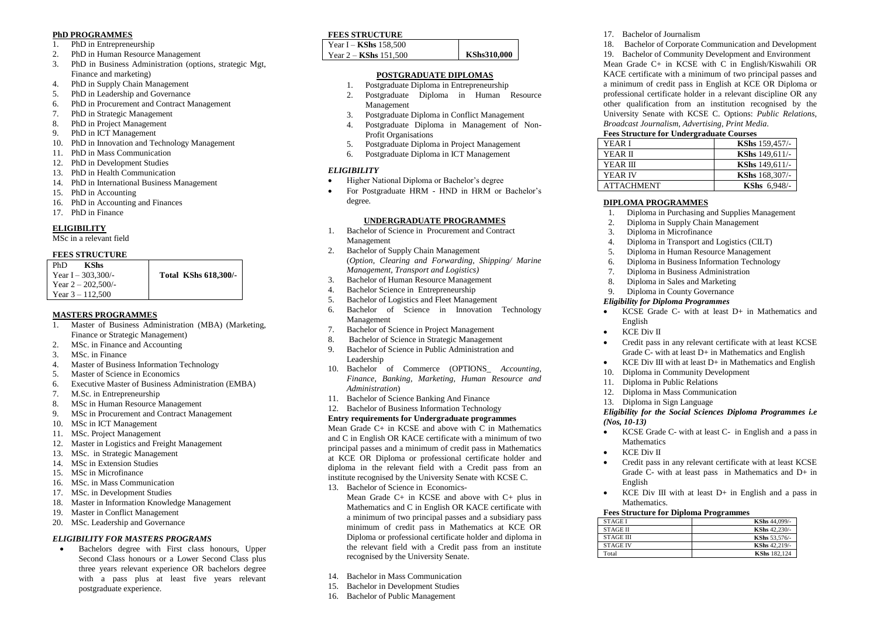## PhD PROGRAMMES

1. PhD in Entrepreneurship
2. PhD in Human Resource Management
3. PhD in Business Administration (options, strategic Mgt, Finance and marketing)
4. PhD in Supply Chain Management
5. PhD in Leadership and Governance
6. PhD in Procurement and Contract Management
7. PhD in Strategic Management
8. PhD in Project Management
9. PhD in ICT Management
10. PhD in Innovation and Technology Management
11. PhD in Mass Communication
12. PhD in Development Studies
13. PhD in Health Communication
14. PhD in International Business Management
15. PhD in Accounting
16. PhD in Accounting and Finances
17. PhD in Finance

### ELIGIBILITY

MSc in a relevant field

### FEES STRUCTURE

| PhD **KShs** | |
|---|---|
| Year I – 303,300/-<br>Year 2 – 202,500/-<br>Year 3 – 112,500 | **Total KShs 618,300/-** |

## MASTERS PROGRAMMES

1. Master of Business Administration (MBA) (Marketing, Finance or Strategic Management)
2. MSc. in Finance and Accounting
3. MSc. in Finance
4. Master of Business Information Technology
5. Master of Science in Economics
6. Executive Master of Business Administration (EMBA)
7. M.Sc. in Entrepreneurship
8. MSc in Human Resource Management
9. MSc in Procurement and Contract Management
10. MSc in ICT Management
11. MSc. Project Management
12. Master in Logistics and Freight Management
13. MSc. in Strategic Management
14. MSc in Extension Studies
15. MSc in Microfinance
16. MSc. in Mass Communication
17. MSc. in Development Studies
18. Master in Information Knowledge Management
19. Master in Conflict Management
20. MSc. Leadership and Governance

### *ELIGIBILITY FOR MASTERS PROGRAMS*

- Bachelors degree with First class honours, Upper Second Class honours or a Lower Second Class plus three years relevant experience OR bachelors degree with a pass plus at least five years relevant postgraduate experience.

### FEES STRUCTURE

| | |
|---|---|
| Year I – **KShs** 158,500<br>Year 2 – **KShs** 151,500 | **KShs310,000** |

## POSTGRADUATE DIPLOMAS

1. Postgraduate Diploma in Entrepreneurship
2. Postgraduate Diploma in Human Resource Management
3. Postgraduate Diploma in Conflict Management
4. Postgraduate Diploma in Management of Non-Profit Organisations
5. Postgraduate Diploma in Project Management
6. Postgraduate Diploma in ICT Management

### *ELIGIBILITY*

- Higher National Diploma or Bachelor's degree
- For Postgraduate HRM - HND in HRM or Bachelor's degree.

## UNDERGRADUATE PROGRAMMES

1. Bachelor of Science in Procurement and Contract Management
2. Bachelor of Supply Chain Management (*Option, Clearing and Forwarding, Shipping/ Marine Management, Transport and Logistics)*
3. Bachelor of Human Resource Management
4. Bachelor Science in Entrepreneurship
5. Bachelor of Logistics and Fleet Management
6. Bachelor of Science in Innovation Technology Management
7. Bachelor of Science in Project Management
8. Bachelor of Science in Strategic Management
9. Bachelor of Science in Public Administration and Leadership
10. Bachelor of Commerce (OPTIONS_ *Accounting, Finance, Banking, Marketing, Human Resource and Administration*)
11. Bachelor of Science Banking And Finance
12. Bachelor of Business Information Technology

**Entry requirements for Undergraduate programmes**

Mean Grade C+ in KCSE and above with C in Mathematics and C in English OR KACE certificate with a minimum of two principal passes and a minimum of credit pass in Mathematics at KCE OR Diploma or professional certificate holder and diploma in the relevant field with a Credit pass from an institute recognised by the University Senate with KCSE C.

13. Bachelor of Science in Economics-

    Mean Grade C+ in KCSE and above with C+ plus in Mathematics and C in English OR KACE certificate with a minimum of two principal passes and a subsidiary pass minimum of credit pass in Mathematics at KCE OR Diploma or professional certificate holder and diploma in the relevant field with a Credit pass from an institute recognised by the University Senate.

14. Bachelor in Mass Communication
15. Bachelor in Development Studies
16. Bachelor of Public Management
17. Bachelor of Journalism
18. Bachelor of Corporate Communication and Development
19. Bachelor of Community Development and Environment

Mean Grade C+ in KCSE with C in English/Kiswahili OR KACE certificate with a minimum of two principal passes and a minimum of credit pass in English at KCE OR Diploma or professional certificate holder in a relevant discipline OR any other qualification from an institution recognised by the University Senate with KCSE C. Options: *Public Relations, Broadcast Journalism, Advertising, Print Media.*

**Fees Structure for Undergraduate Courses**

| | |
|---|---|
| YEAR I | **KShs** 159,457/- |
| YEAR II | **KShs** 149,611/- |
| YEAR III | **KShs** 149,611/- |
| YEAR IV | **KShs** 168,307/- |
| ATTACHMENT | **KShs** 6,948/- |

## DIPLOMA PROGRAMMES

1. Diploma in Purchasing and Supplies Management
2. Diploma in Supply Chain Management
3. Diploma in Microfinance
4. Diploma in Transport and Logistics (CILT)
5. Diploma in Human Resource Management
6. Diploma in Business Information Technology
7. Diploma in Business Administration
8. Diploma in Sales and Marketing
9. Diploma in County Governance

### *Eligibility for Diploma Programmes*

- KCSE Grade C- with at least D+ in Mathematics and English
- KCE Div II
- Credit pass in any relevant certificate with at least KCSE Grade C- with at least D+ in Mathematics and English
- KCE Div III with at least D+ in Mathematics and English

10. Diploma in Community Development
11. Diploma in Public Relations
12. Diploma in Mass Communication
13. Diploma in Sign Language

### *Eligibility for the Social Sciences Diploma Programmes i.e (Nos, 10-13)*

- KCSE Grade C- with at least C- in English and a pass in Mathematics
- KCE Div II
- Credit pass in any relevant certificate with at least KCSE Grade C- with at least pass in Mathematics and D+ in English
- KCE Div III with at least D+ in English and a pass in Mathematics.

**Fees Structure for Diploma Programmes**

| | |
|---|---|
| STAGE I | **KShs** 44,099/- |
| STAGE II | **KShs** 42,230/- |
| STAGE III | **KShs** 53,576/- |
| STAGE IV | **KShs** 42,219/- |
| Total | **KShs** 182,124 |